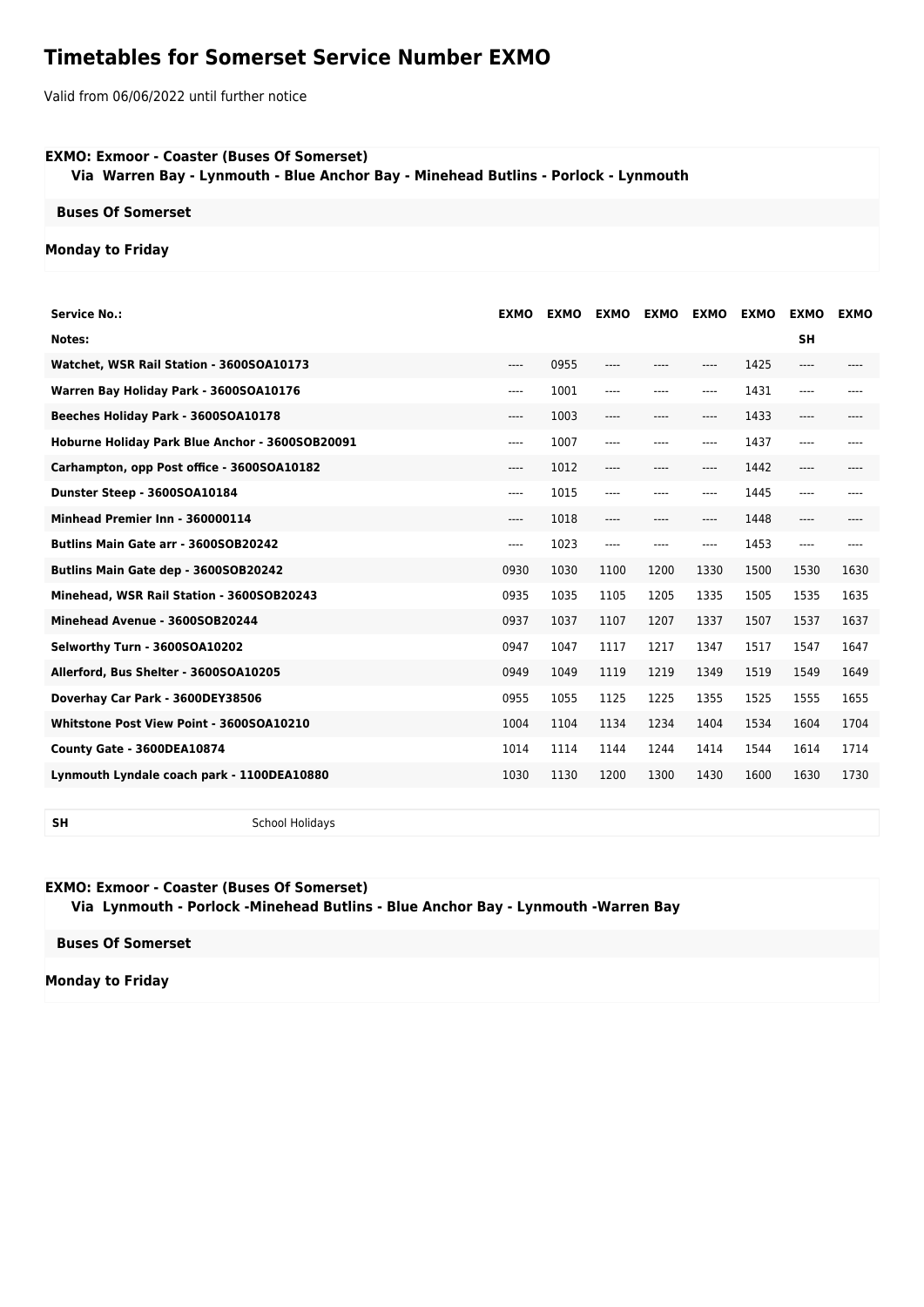# Timetables for Somerset Service Number EXMO

Valid from 06/06/2022 until further notice

**EXMO: Exmoor - Coaster (Buses Of Somerset)**
**Via Warren Bay - Lynmouth - Blue Anchor Bay - Minehead Butlins - Porlock - Lynmouth**

**Buses Of Somerset**

**Monday to Friday**

| Service No.: | EXMO | EXMO | EXMO | EXMO | EXMO | EXMO | EXMO | EXMO |
|---|---|---|---|---|---|---|---|---|
| Notes: | | | | | | | SH | |
| Watchet, WSR Rail Station - 3600SOA10173 | ---- | 0955 | ---- | ---- | ---- | 1425 | ---- | ---- |
| Warren Bay Holiday Park - 3600SOA10176 | ---- | 1001 | ---- | ---- | ---- | 1431 | ---- | ---- |
| Beeches Holiday Park - 3600SOA10178 | ---- | 1003 | ---- | ---- | ---- | 1433 | ---- | ---- |
| Hoburne Holiday Park Blue Anchor - 3600SOB20091 | ---- | 1007 | ---- | ---- | ---- | 1437 | ---- | ---- |
| Carhampton, opp Post office - 3600SOA10182 | ---- | 1012 | ---- | ---- | ---- | 1442 | ---- | ---- |
| Dunster Steep - 3600SOA10184 | ---- | 1015 | ---- | ---- | ---- | 1445 | ---- | ---- |
| Minhead Premier Inn - 360000114 | ---- | 1018 | ---- | ---- | ---- | 1448 | ---- | ---- |
| Butlins Main Gate arr - 3600SOB20242 | ---- | 1023 | ---- | ---- | ---- | 1453 | ---- | ---- |
| Butlins Main Gate dep - 3600SOB20242 | 0930 | 1030 | 1100 | 1200 | 1330 | 1500 | 1530 | 1630 |
| Minehead, WSR Rail Station - 3600SOB20243 | 0935 | 1035 | 1105 | 1205 | 1335 | 1505 | 1535 | 1635 |
| Minehead Avenue - 3600SOB20244 | 0937 | 1037 | 1107 | 1207 | 1337 | 1507 | 1537 | 1637 |
| Selworthy Turn - 3600SOA10202 | 0947 | 1047 | 1117 | 1217 | 1347 | 1517 | 1547 | 1647 |
| Allerford, Bus Shelter - 3600SOA10205 | 0949 | 1049 | 1119 | 1219 | 1349 | 1519 | 1549 | 1649 |
| Doverhay Car Park - 3600DEY38506 | 0955 | 1055 | 1125 | 1225 | 1355 | 1525 | 1555 | 1655 |
| Whitstone Post View Point - 3600SOA10210 | 1004 | 1104 | 1134 | 1234 | 1404 | 1534 | 1604 | 1704 |
| County Gate - 3600DEA10874 | 1014 | 1114 | 1144 | 1244 | 1414 | 1544 | 1614 | 1714 |
| Lynmouth Lyndale coach park - 1100DEA10880 | 1030 | 1130 | 1200 | 1300 | 1430 | 1600 | 1630 | 1730 |

| SH | School Holidays |
|---|---|

**EXMO: Exmoor - Coaster (Buses Of Somerset)**
**Via Lynmouth - Porlock -Minehead Butlins - Blue Anchor Bay - Lynmouth -Warren Bay**

**Buses Of Somerset**

**Monday to Friday**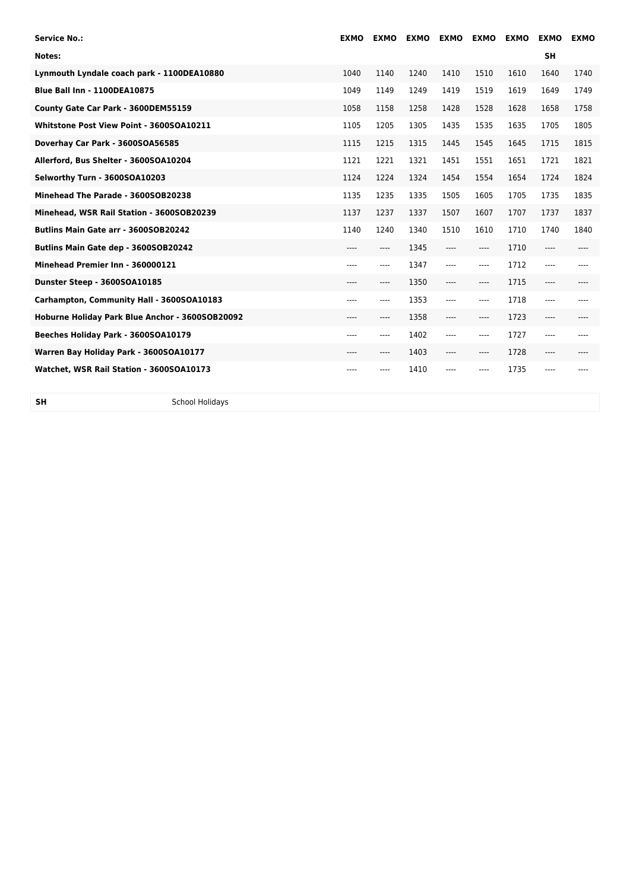| Service No.: | EXMO | EXMO | EXMO | EXMO | EXMO | EXMO | EXMO | EXMO |
|---|---|---|---|---|---|---|---|---|
| **Notes:** | | | | | | | **SH** | |
| **Lynmouth Lyndale coach park - 1100DEA10880** | 1040 | 1140 | 1240 | 1410 | 1510 | 1610 | 1640 | 1740 |
| **Blue Ball Inn - 1100DEA10875** | 1049 | 1149 | 1249 | 1419 | 1519 | 1619 | 1649 | 1749 |
| **County Gate Car Park - 3600DEM55159** | 1058 | 1158 | 1258 | 1428 | 1528 | 1628 | 1658 | 1758 |
| **Whitstone Post View Point - 3600SOA10211** | 1105 | 1205 | 1305 | 1435 | 1535 | 1635 | 1705 | 1805 |
| **Doverhay Car Park - 3600SOA56585** | 1115 | 1215 | 1315 | 1445 | 1545 | 1645 | 1715 | 1815 |
| **Allerford, Bus Shelter - 3600SOA10204** | 1121 | 1221 | 1321 | 1451 | 1551 | 1651 | 1721 | 1821 |
| **Selworthy Turn - 3600SOA10203** | 1124 | 1224 | 1324 | 1454 | 1554 | 1654 | 1724 | 1824 |
| **Minehead The Parade - 3600SOB20238** | 1135 | 1235 | 1335 | 1505 | 1605 | 1705 | 1735 | 1835 |
| **Minehead, WSR Rail Station - 3600SOB20239** | 1137 | 1237 | 1337 | 1507 | 1607 | 1707 | 1737 | 1837 |
| **Butlins Main Gate arr - 3600SOB20242** | 1140 | 1240 | 1340 | 1510 | 1610 | 1710 | 1740 | 1840 |
| **Butlins Main Gate dep - 3600SOB20242** | ---- | ---- | 1345 | ---- | ---- | 1710 | ---- | ---- |
| **Minehead Premier Inn - 360000121** | ---- | ---- | 1347 | ---- | ---- | 1712 | ---- | ---- |
| **Dunster Steep - 3600SOA10185** | ---- | ---- | 1350 | ---- | ---- | 1715 | ---- | ---- |
| **Carhampton, Community Hall - 3600SOA10183** | ---- | ---- | 1353 | ---- | ---- | 1718 | ---- | ---- |
| **Hoburne Holiday Park Blue Anchor - 3600SOB20092** | ---- | ---- | 1358 | ---- | ---- | 1723 | ---- | ---- |
| **Beeches Holiday Park - 3600SOA10179** | ---- | ---- | 1402 | ---- | ---- | 1727 | ---- | ---- |
| **Warren Bay Holiday Park - 3600SOA10177** | ---- | ---- | 1403 | ---- | ---- | 1728 | ---- | ---- |
| **Watchet, WSR Rail Station - 3600SOA10173** | ---- | ---- | 1410 | ---- | ---- | 1735 | ---- | ---- |

| | |
|---|---|
| **SH** | School Holidays |